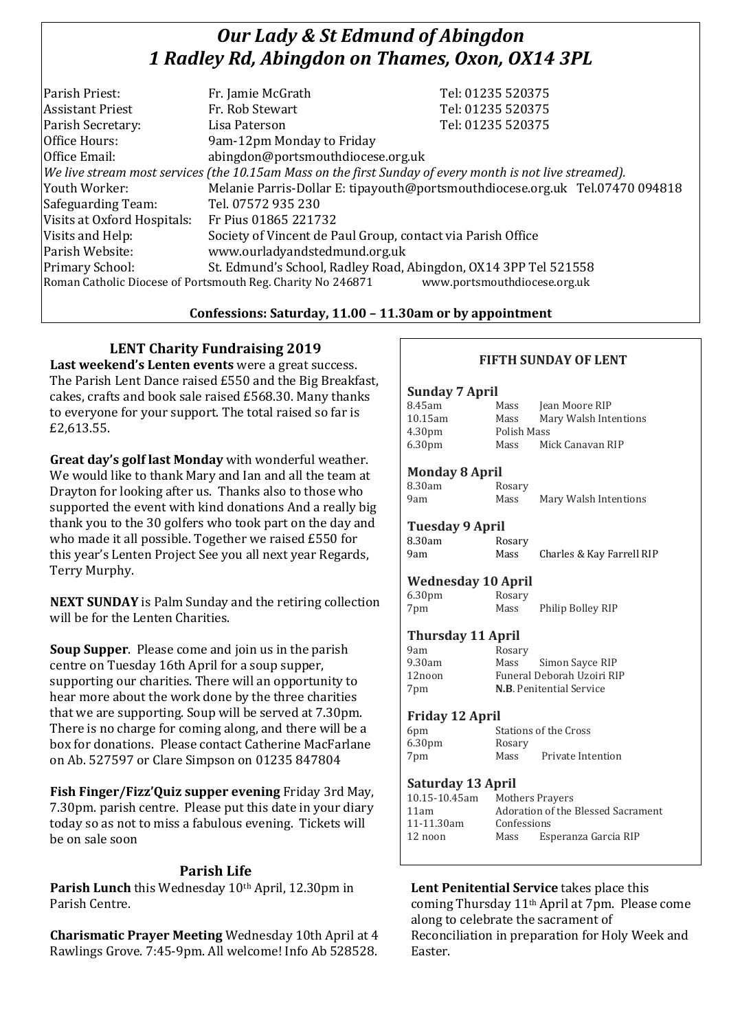# *Our Lady & St Edmund of Abingdon*
# *1 Radley Rd, Abingdon on Thames, Oxon, OX14 3PL*

| | | |
|---|---|---|
| Parish Priest: | Fr. Jamie McGrath | Tel: 01235 520375 |
| Assistant Priest | Fr. Rob Stewart | Tel: 01235 520375 |
| Parish Secretary: | Lisa Paterson | Tel: 01235 520375 |
| Office Hours: | 9am-12pm Monday to Friday | |
| Office Email: | abingdon@portsmouthdiocese.org.uk | |

*We live stream most services (the 10.15am Mass on the first Sunday of every month is not live streamed).*

| | |
|---|---|
| Youth Worker: | Melanie Parris-Dollar E: tipayouth@portsmouthdiocese.org.uk Tel.07470 094818 |
| Safeguarding Team: | Tel. 07572 935 230 |
| Visits at Oxford Hospitals: | Fr Pius 01865 221732 |
| Visits and Help: | Society of Vincent de Paul Group, contact via Parish Office |
| Parish Website: | www.ourladyandstedmund.org.uk |
| Primary School: | St. Edmund's School, Radley Road, Abingdon, OX14 3PP Tel 521558 |

Roman Catholic Diocese of Portsmouth Reg. Charity No 246871 www.portsmouthdiocese.org.uk

**Confessions: Saturday, 11.00 – 11.30am or by appointment**

## LENT Charity Fundraising 2019

**Last weekend's Lenten events** were a great success. The Parish Lent Dance raised £550 and the Big Breakfast, cakes, crafts and book sale raised £568.30. Many thanks to everyone for your support. The total raised so far is £2,613.55.

**Great day's golf last Monday** with wonderful weather. We would like to thank Mary and Ian and all the team at Drayton for looking after us. Thanks also to those who supported the event with kind donations And a really big thank you to the 30 golfers who took part on the day and who made it all possible. Together we raised £550 for this year's Lenten Project See you all next year Regards, Terry Murphy.

**NEXT SUNDAY** is Palm Sunday and the retiring collection will be for the Lenten Charities.

**Soup Supper**. Please come and join us in the parish centre on Tuesday 16th April for a soup supper, supporting our charities. There will an opportunity to hear more about the work done by the three charities that we are supporting. Soup will be served at 7.30pm. There is no charge for coming along, and there will be a box for donations. Please contact Catherine MacFarlane on Ab. 527597 or Clare Simpson on 01235 847804

**Fish Finger/Fizz'Quiz supper evening** Friday 3rd May, 7.30pm. parish centre. Please put this date in your diary today so as not to miss a fabulous evening. Tickets will be on sale soon

## Parish Life

**Parish Lunch** this Wednesday 10th April, 12.30pm in Parish Centre.

**Charismatic Prayer Meeting** Wednesday 10th April at 4 Rawlings Grove. 7:45-9pm. All welcome! Info Ab 528528.

## FIFTH SUNDAY OF LENT

### Sunday 7 April

| | | |
|---|---|---|
| 8.45am | Mass | Jean Moore RIP |
| 10.15am | Mass | Mary Walsh Intentions |
| 4.30pm | Polish Mass | |
| 6.30pm | Mass | Mick Canavan RIP |

### Monday 8 April

| | | |
|---|---|---|
| 8.30am | Rosary | |
| 9am | Mass | Mary Walsh Intentions |

### Tuesday 9 April

| | | |
|---|---|---|
| 8.30am | Rosary | |
| 9am | Mass | Charles & Kay Farrell RIP |

### Wednesday 10 April

| | | |
|---|---|---|
| 6.30pm | Rosary | |
| 7pm | Mass | Philip Bolley RIP |

### Thursday 11 April

| | | |
|---|---|---|
| 9am | Rosary | |
| 9.30am | Mass | Simon Sayce RIP |
| 12noon | Funeral Deborah Uzoiri RIP | |
| 7pm | **N.B**. Penitential Service | |

### Friday 12 April

| | | |
|---|---|---|
| 6pm | Stations of the Cross | |
| 6.30pm | Rosary | |
| 7pm | Mass | Private Intention |

### Saturday 13 April

| | | |
|---|---|---|
| 10.15-10.45am | Mothers Prayers | |
| 11am | Adoration of the Blessed Sacrament | |
| 11-11.30am | Confessions | |
| 12 noon | Mass | Esperanza Garcia RIP |

**Lent Penitential Service** takes place this coming Thursday 11th April at 7pm. Please come along to celebrate the sacrament of Reconciliation in preparation for Holy Week and Easter.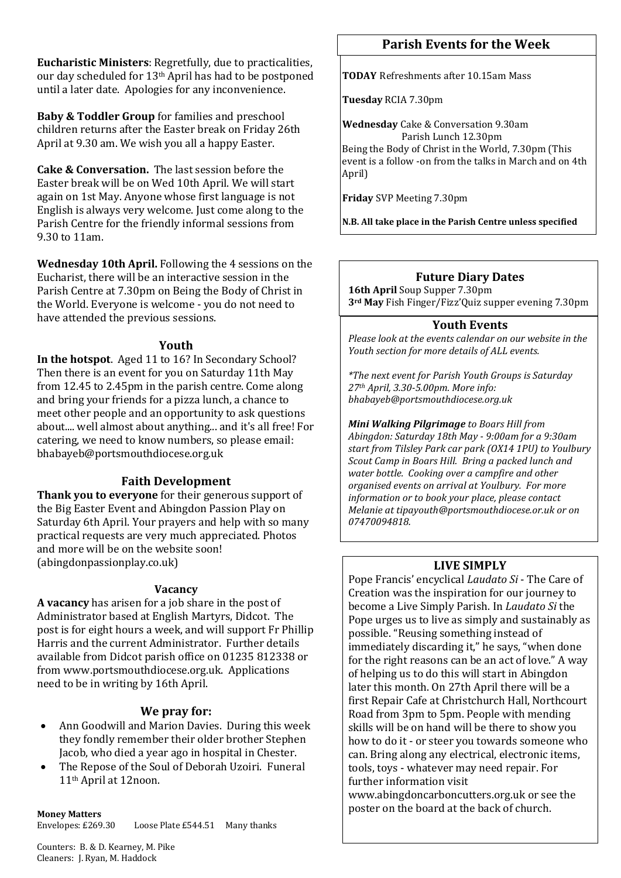**Eucharistic Ministers**: Regretfully, due to practicalities, our day scheduled for 13th April has had to be postponed until a later date. Apologies for any inconvenience.

**Baby & Toddler Group** for families and preschool children returns after the Easter break on Friday 26th April at 9.30 am. We wish you all a happy Easter.

**Cake & Conversation.** The last session before the Easter break will be on Wed 10th April. We will start again on 1st May. Anyone whose first language is not English is always very welcome. Just come along to the Parish Centre for the friendly informal sessions from 9.30 to 11am.

**Wednesday 10th April.** Following the 4 sessions on the Eucharist, there will be an interactive session in the Parish Centre at 7.30pm on Being the Body of Christ in the World. Everyone is welcome - you do not need to have attended the previous sessions.

### Youth

**In the hotspot**. Aged 11 to 16? In Secondary School? Then there is an event for you on Saturday 11th May from 12.45 to 2.45pm in the parish centre. Come along and bring your friends for a pizza lunch, a chance to meet other people and an opportunity to ask questions about.... well almost about anything... and it's all free! For catering, we need to know numbers, so please email: bhabayeb@portsmouthdiocese.org.uk

### Faith Development

**Thank you to everyone** for their generous support of the Big Easter Event and Abingdon Passion Play on Saturday 6th April. Your prayers and help with so many practical requests are very much appreciated. Photos and more will be on the website soon! (abingdonpassionplay.co.uk)

#### Vacancy

**A vacancy** has arisen for a job share in the post of Administrator based at English Martyrs, Didcot. The post is for eight hours a week, and will support Fr Phillip Harris and the current Administrator. Further details available from Didcot parish office on 01235 812338 or from www.portsmouthdiocese.org.uk. Applications need to be in writing by 16th April.

### We pray for:

- Ann Goodwill and Marion Davies. During this week they fondly remember their older brother Stephen Jacob, who died a year ago in hospital in Chester.
- The Repose of the Soul of Deborah Uzoiri. Funeral 11th April at 12noon.

**Money Matters**
Envelopes: £269.30 Loose Plate £544.51 Many thanks

Counters: B. & D. Kearney, M. Pike
Cleaners: J. Ryan, M. Haddock

## Parish Events for the Week

**TODAY** Refreshments after 10.15am Mass

**Tuesday** RCIA 7.30pm

**Wednesday** Cake & Conversation 9.30am
Parish Lunch 12.30pm
Being the Body of Christ in the World, 7.30pm (This event is a follow -on from the talks in March and on 4th April)

**Friday** SVP Meeting 7.30pm

**N.B. All take place in the Parish Centre unless specified**

### Future Diary Dates

**16th April** Soup Supper 7.30pm
**3rd May** Fish Finger/Fizz'Quiz supper evening 7.30pm

### Youth Events

*Please look at the events calendar on our website in the Youth section for more details of ALL events.*

*\*The next event for Parish Youth Groups is Saturday 27th April, 3.30-5.00pm. More info: bhabayeb@portsmouthdiocese.org.uk*

***Mini Walking Pilgrimage** to Boars Hill from Abingdon: Saturday 18th May - 9:00am for a 9:30am start from Tilsley Park car park (OX14 1PU) to Youlbury Scout Camp in Boars Hill. Bring a packed lunch and water bottle. Cooking over a campfire and other organised events on arrival at Youlbury. For more information or to book your place, please contact Melanie at tipayouth@portsmouthdiocese.or.uk or on 07470094818.*

### LIVE SIMPLY

Pope Francis' encyclical *Laudato Si* - The Care of Creation was the inspiration for our journey to become a Live Simply Parish. In *Laudato Si* the Pope urges us to live as simply and sustainably as possible. "Reusing something instead of immediately discarding it," he says, "when done for the right reasons can be an act of love." A way of helping us to do this will start in Abingdon later this month. On 27th April there will be a first Repair Cafe at Christchurch Hall, Northcourt Road from 3pm to 5pm. People with mending skills will be on hand will be there to show you how to do it - or steer you towards someone who can. Bring along any electrical, electronic items, tools, toys - whatever may need repair. For further information visit www.abingdoncarboncutters.org.uk or see the poster on the board at the back of church.